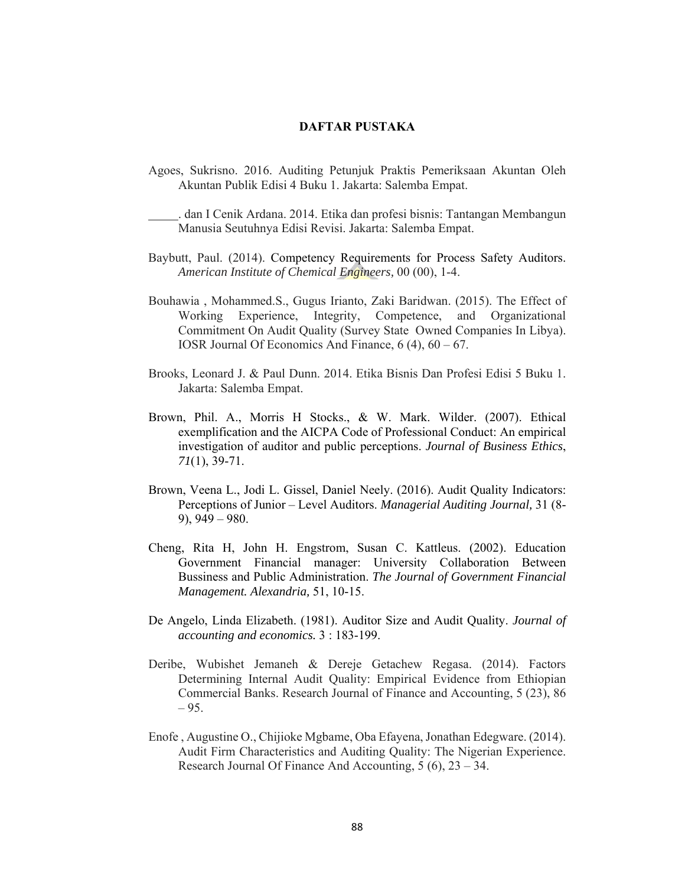# DAFTAR PUSTAKA

Agoes, Sukrisno. 2016. Auditing Petunjuk Praktis Pemeriksaan Akuntan Oleh Akuntan Publik Edisi 4 Buku 1. Jakarta: Salemba Empat.

_____. dan I Cenik Ardana. 2014. Etika dan profesi bisnis: Tantangan Membangun Manusia Seutuhnya Edisi Revisi. Jakarta: Salemba Empat.

Baybutt, Paul. (2014). Competency Requirements for Process Safety Auditors. *American Institute of Chemical Engineers,* 00 (00), 1-4.

Bouhawia , Mohammed.S., Gugus Irianto, Zaki Baridwan. (2015). The Effect of Working Experience, Integrity, Competence, and Organizational Commitment On Audit Quality (Survey State Owned Companies In Libya). IOSR Journal Of Economics And Finance, 6 (4), 60 – 67.

Brooks, Leonard J. & Paul Dunn. 2014. Etika Bisnis Dan Profesi Edisi 5 Buku 1. Jakarta: Salemba Empat.

Brown, Phil. A., Morris H Stocks., & W. Mark. Wilder. (2007). Ethical exemplification and the AICPA Code of Professional Conduct: An empirical investigation of auditor and public perceptions. *Journal of Business Ethics*, *71*(1), 39-71.

Brown, Veena L., Jodi L. Gissel, Daniel Neely. (2016). Audit Quality Indicators: Perceptions of Junior – Level Auditors. *Managerial Auditing Journal,* 31 (8-9), 949 – 980.

Cheng, Rita H, John H. Engstrom, Susan C. Kattleus. (2002). Education Government Financial manager: University Collaboration Between Bussiness and Public Administration. *The Journal of Government Financial Management. Alexandria,* 51, 10-15.

De Angelo, Linda Elizabeth. (1981). Auditor Size and Audit Quality. *Journal of accounting and economics.* 3 : 183-199.

Deribe, Wubishet Jemaneh & Dereje Getachew Regasa. (2014). Factors Determining Internal Audit Quality: Empirical Evidence from Ethiopian Commercial Banks. Research Journal of Finance and Accounting, 5 (23), 86 – 95.

Enofe , Augustine O., Chijioke Mgbame, Oba Efayena, Jonathan Edegware. (2014). Audit Firm Characteristics and Auditing Quality: The Nigerian Experience. Research Journal Of Finance And Accounting, 5 (6), 23 – 34.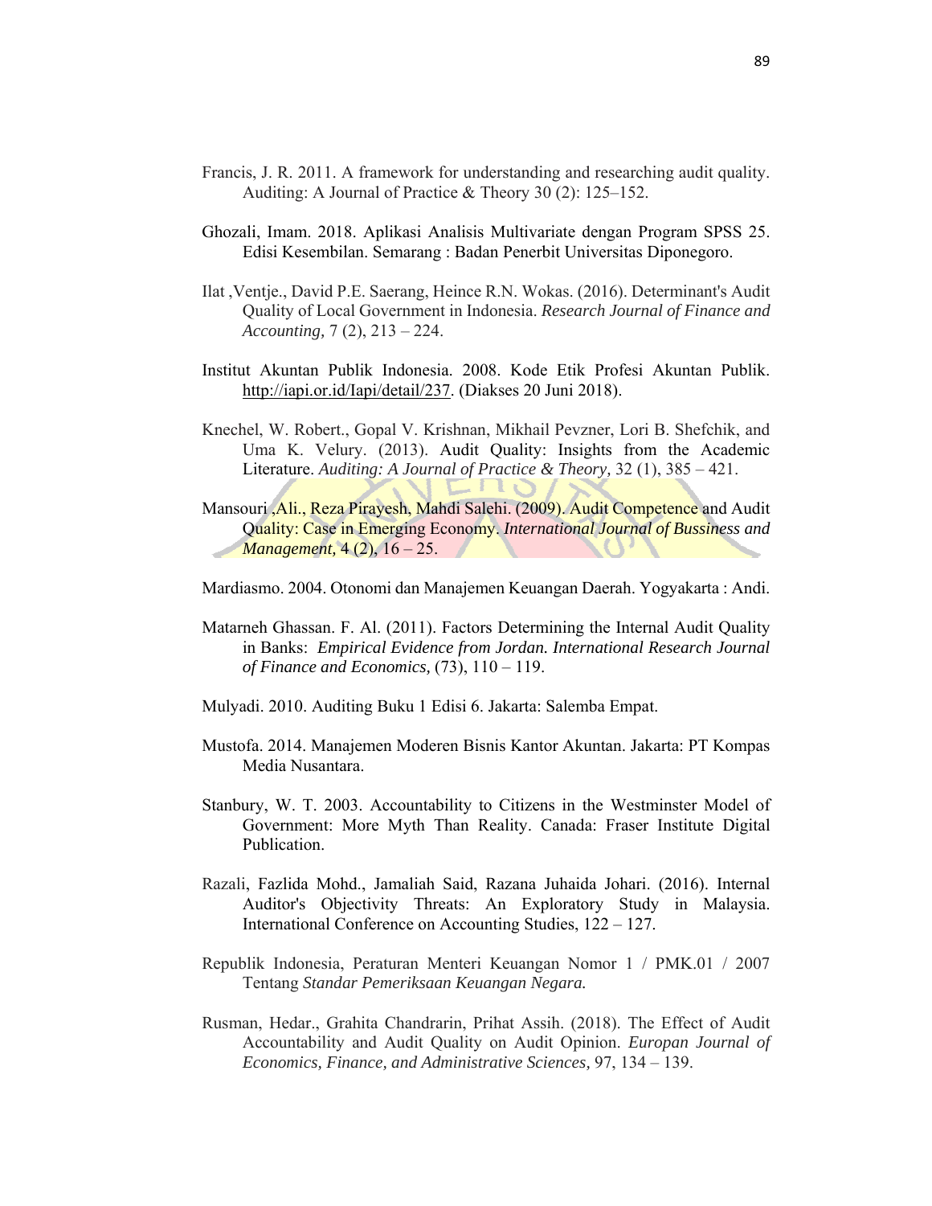Francis, J. R. 2011. A framework for understanding and researching audit quality. Auditing: A Journal of Practice & Theory 30 (2): 125–152.

Ghozali, Imam. 2018. Aplikasi Analisis Multivariate dengan Program SPSS 25. Edisi Kesembilan. Semarang : Badan Penerbit Universitas Diponegoro.

Ilat ,Ventje., David P.E. Saerang, Heince R.N. Wokas. (2016). Determinant's Audit Quality of Local Government in Indonesia. *Research Journal of Finance and Accounting,* 7 (2), 213 – 224.

Institut Akuntan Publik Indonesia. 2008. Kode Etik Profesi Akuntan Publik. http://iapi.or.id/Iapi/detail/237. (Diakses 20 Juni 2018).

Knechel, W. Robert., Gopal V. Krishnan, Mikhail Pevzner, Lori B. Shefchik, and Uma K. Velury. (2013). Audit Quality: Insights from the Academic Literature. *Auditing: A Journal of Practice & Theory,* 32 (1), 385 – 421.

Mansouri ,Ali., Reza Pirayesh, Mahdi Salehi. (2009). Audit Competence and Audit Quality: Case in Emerging Economy. *International Journal of Bussiness and Management,* 4 (2), 16 – 25.

Mardiasmo. 2004. Otonomi dan Manajemen Keuangan Daerah. Yogyakarta : Andi.

Matarneh Ghassan. F. Al. (2011). Factors Determining the Internal Audit Quality in Banks: *Empirical Evidence from Jordan. International Research Journal of Finance and Economics,* (73), 110 – 119.

Mulyadi. 2010. Auditing Buku 1 Edisi 6. Jakarta: Salemba Empat.

Mustofa. 2014. Manajemen Moderen Bisnis Kantor Akuntan. Jakarta: PT Kompas Media Nusantara.

Stanbury, W. T. 2003. Accountability to Citizens in the Westminster Model of Government: More Myth Than Reality. Canada: Fraser Institute Digital Publication.

Razali, Fazlida Mohd., Jamaliah Said, Razana Juhaida Johari. (2016). Internal Auditor's Objectivity Threats: An Exploratory Study in Malaysia. International Conference on Accounting Studies, 122 – 127.

Republik Indonesia, Peraturan Menteri Keuangan Nomor 1 / PMK.01 / 2007 Tentang *Standar Pemeriksaan Keuangan Negara.*

Rusman, Hedar., Grahita Chandrarin, Prihat Assih. (2018). The Effect of Audit Accountability and Audit Quality on Audit Opinion. *Europan Journal of Economics, Finance, and Administrative Sciences,* 97, 134 – 139.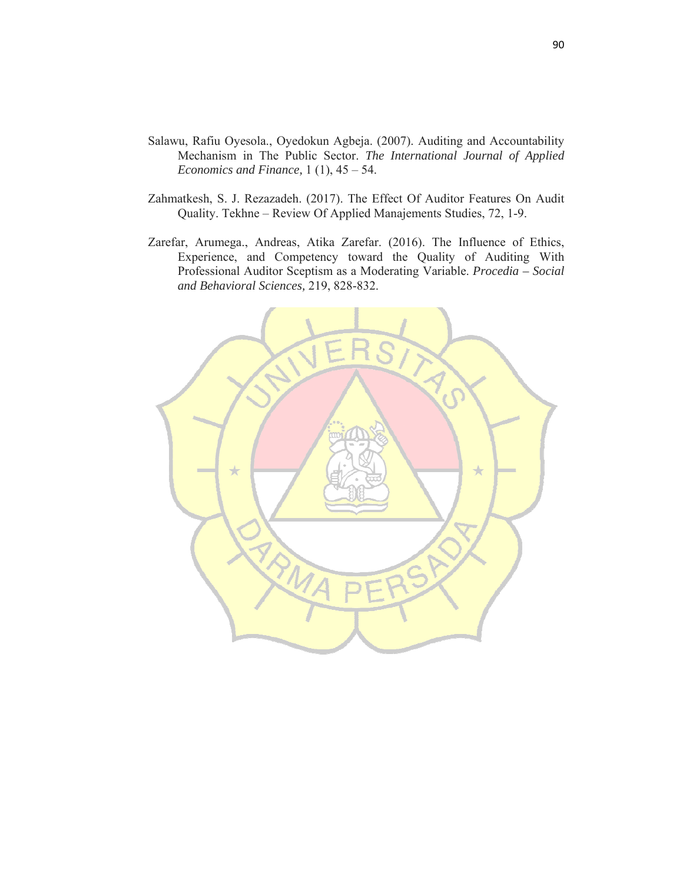Salawu, Rafiu Oyesola., Oyedokun Agbeja. (2007). Auditing and Accountability Mechanism in The Public Sector. *The International Journal of Applied Economics and Finance,* 1 (1), 45 – 54.

Zahmatkesh, S. J. Rezazadeh. (2017). The Effect Of Auditor Features On Audit Quality. Tekhne – Review Of Applied Manajements Studies, 72, 1-9.

Zarefar, Arumega., Andreas, Atika Zarefar. (2016). The Influence of Ethics, Experience, and Competency toward the Quality of Auditing With Professional Auditor Sceptism as a Moderating Variable. *Procedia – Social and Behavioral Sciences,* 219, 828-832.